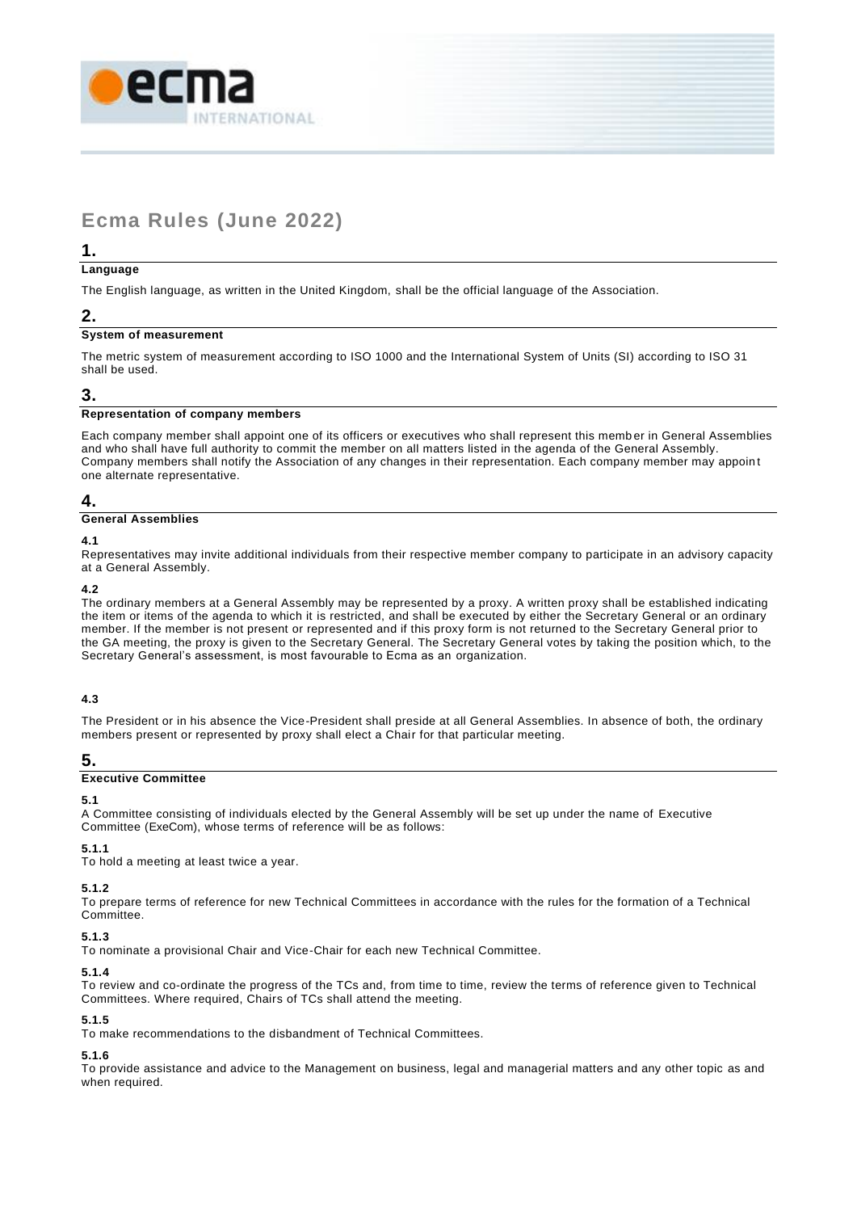# Ecma Rules (June 2022)

## 1.

**Language**

The English language, as written in the United Kingdom, shall be the official language of the Association.

## 2.

**System of measurement**

The metric system of measurement according to ISO 1000 and the International System of Units (SI) according to ISO 31 shall be used.

## 3.

**Representation of company members**

Each company member shall appoint one of its officers or executives who shall represent this member in General Assemblies and who shall have full authority to commit the member on all matters listed in the agenda of the General Assembly. Company members shall notify the Association of any changes in their representation. Each company member may appoint one alternate representative.

## 4.

**General Assemblies**

**4.1**

Representatives may invite additional individuals from their respective member company to participate in an advisory capacity at a General Assembly.

**4.2**

The ordinary members at a General Assembly may be represented by a proxy. A written proxy shall be established indicating the item or items of the agenda to which it is restricted, and shall be executed by either the Secretary General or an ordinary member. If the member is not present or represented and if this proxy form is not returned to the Secretary General prior to the GA meeting, the proxy is given to the Secretary General. The Secretary General votes by taking the position which, to the Secretary General's assessment, is most favourable to Ecma as an organization.

**4.3**

The President or in his absence the Vice-President shall preside at all General Assemblies. In absence of both, the ordinary members present or represented by proxy shall elect a Chair for that particular meeting.

## 5.

**Executive Committee**

**5.1**

A Committee consisting of individuals elected by the General Assembly will be set up under the name of Executive Committee (ExeCom), whose terms of reference will be as follows:

**5.1.1**

To hold a meeting at least twice a year.

**5.1.2**

To prepare terms of reference for new Technical Committees in accordance with the rules for the formation of a Technical Committee.

**5.1.3**

To nominate a provisional Chair and Vice-Chair for each new Technical Committee.

**5.1.4**

To review and co-ordinate the progress of the TCs and, from time to time, review the terms of reference given to Technical Committees. Where required, Chairs of TCs shall attend the meeting.

**5.1.5**

To make recommendations to the disbandment of Technical Committees.

**5.1.6**

To provide assistance and advice to the Management on business, legal and managerial matters and any other topic as and when required.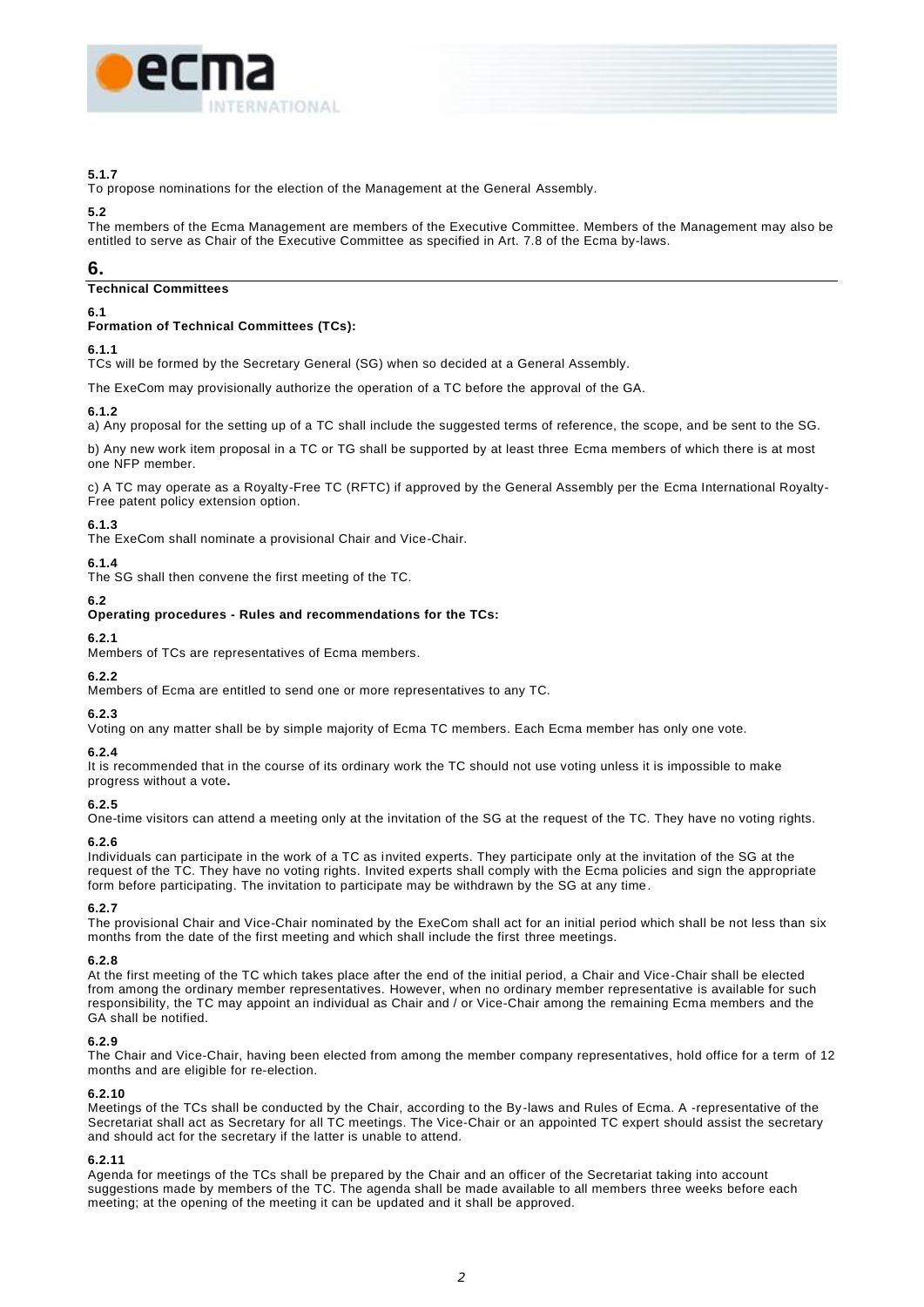**5.1.7**
To propose nominations for the election of the Management at the General Assembly.

**5.2**
The members of the Ecma Management are members of the Executive Committee. Members of the Management may also be entitled to serve as Chair of the Executive Committee as specified in Art. 7.8 of the Ecma by-laws.

## 6.

**Technical Committees**

**6.1**
**Formation of Technical Committees (TCs):**

**6.1.1**
TCs will be formed by the Secretary General (SG) when so decided at a General Assembly.

The ExeCom may provisionally authorize the operation of a TC before the approval of the GA.

**6.1.2**
a) Any proposal for the setting up of a TC shall include the suggested terms of reference, the scope, and be sent to the SG.

b) Any new work item proposal in a TC or TG shall be supported by at least three Ecma members of which there is at most one NFP member.

c) A TC may operate as a Royalty-Free TC (RFTC) if approved by the General Assembly per the Ecma International Royalty-Free patent policy extension option.

**6.1.3**
The ExeCom shall nominate a provisional Chair and Vice-Chair.

**6.1.4**
The SG shall then convene the first meeting of the TC.

**6.2**
**Operating procedures - Rules and recommendations for the TCs:**

**6.2.1**
Members of TCs are representatives of Ecma members.

**6.2.2**
Members of Ecma are entitled to send one or more representatives to any TC.

**6.2.3**
Voting on any matter shall be by simple majority of Ecma TC members. Each Ecma member has only one vote.

**6.2.4**
It is recommended that in the course of its ordinary work the TC should not use voting unless it is impossible to make progress without a vote**.**

**6.2.5**
One-time visitors can attend a meeting only at the invitation of the SG at the request of the TC. They have no voting rights.

**6.2.6**
Individuals can participate in the work of a TC as invited experts. They participate only at the invitation of the SG at the request of the TC. They have no voting rights. Invited experts shall comply with the Ecma policies and sign the appropriate form before participating. The invitation to participate may be withdrawn by the SG at any time.

**6.2.7**
The provisional Chair and Vice-Chair nominated by the ExeCom shall act for an initial period which shall be not less than six months from the date of the first meeting and which shall include the first three meetings.

**6.2.8**
At the first meeting of the TC which takes place after the end of the initial period, a Chair and Vice-Chair shall be elected from among the ordinary member representatives. However, when no ordinary member representative is available for such responsibility, the TC may appoint an individual as Chair and / or Vice-Chair among the remaining Ecma members and the GA shall be notified.

**6.2.9**
The Chair and Vice-Chair, having been elected from among the member company representatives, hold office for a term of 12 months and are eligible for re-election.

**6.2.10**
Meetings of the TCs shall be conducted by the Chair, according to the By-laws and Rules of Ecma. A -representative of the Secretariat shall act as Secretary for all TC meetings. The Vice-Chair or an appointed TC expert should assist the secretary and should act for the secretary if the latter is unable to attend.

**6.2.11**
Agenda for meetings of the TCs shall be prepared by the Chair and an officer of the Secretariat taking into account suggestions made by members of the TC. The agenda shall be made available to all members three weeks before each meeting; at the opening of the meeting it can be updated and it shall be approved.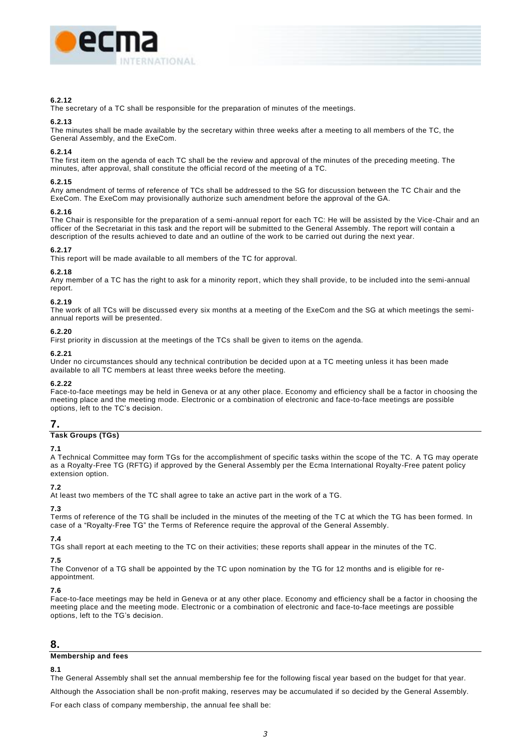**6.2.12**
The secretary of a TC shall be responsible for the preparation of minutes of the meetings.

**6.2.13**
The minutes shall be made available by the secretary within three weeks after a meeting to all members of the TC, the General Assembly, and the ExeCom.

**6.2.14**
The first item on the agenda of each TC shall be the review and approval of the minutes of the preceding meeting. The minutes, after approval, shall constitute the official record of the meeting of a TC.

**6.2.15**
Any amendment of terms of reference of TCs shall be addressed to the SG for discussion between the TC Chair and the ExeCom. The ExeCom may provisionally authorize such amendment before the approval of the GA.

**6.2.16**
The Chair is responsible for the preparation of a semi-annual report for each TC: He will be assisted by the Vice-Chair and an officer of the Secretariat in this task and the report will be submitted to the General Assembly. The report will contain a description of the results achieved to date and an outline of the work to be carried out during the next year.

**6.2.17**
This report will be made available to all members of the TC for approval.

**6.2.18**
Any member of a TC has the right to ask for a minority report, which they shall provide, to be included into the semi-annual report.

**6.2.19**
The work of all TCs will be discussed every six months at a meeting of the ExeCom and the SG at which meetings the semi-annual reports will be presented.

**6.2.20**
First priority in discussion at the meetings of the TCs shall be given to items on the agenda.

**6.2.21**
Under no circumstances should any technical contribution be decided upon at a TC meeting unless it has been made available to all TC members at least three weeks before the meeting.

**6.2.22**
Face-to-face meetings may be held in Geneva or at any other place. Economy and efficiency shall be a factor in choosing the meeting place and the meeting mode. Electronic or a combination of electronic and face-to-face meetings are possible options, left to the TC's decision.

## 7.

**Task Groups (TGs)**

**7.1**
A Technical Committee may form TGs for the accomplishment of specific tasks within the scope of the TC. A TG may operate as a Royalty-Free TG (RFTG) if approved by the General Assembly per the Ecma International Royalty-Free patent policy extension option.

**7.2**
At least two members of the TC shall agree to take an active part in the work of a TG.

**7.3**
Terms of reference of the TG shall be included in the minutes of the meeting of the TC at which the TG has been formed. In case of a "Royalty-Free TG" the Terms of Reference require the approval of the General Assembly.

**7.4**
TGs shall report at each meeting to the TC on their activities; these reports shall appear in the minutes of the TC.

**7.5**
The Convenor of a TG shall be appointed by the TC upon nomination by the TG for 12 months and is eligible for re-appointment.

**7.6**
Face-to-face meetings may be held in Geneva or at any other place. Economy and efficiency shall be a factor in choosing the meeting place and the meeting mode. Electronic or a combination of electronic and face-to-face meetings are possible options, left to the TG's decision.

## 8.

**Membership and fees**

**8.1**
The General Assembly shall set the annual membership fee for the following fiscal year based on the budget for that year.

Although the Association shall be non-profit making, reserves may be accumulated if so decided by the General Assembly.

For each class of company membership, the annual fee shall be: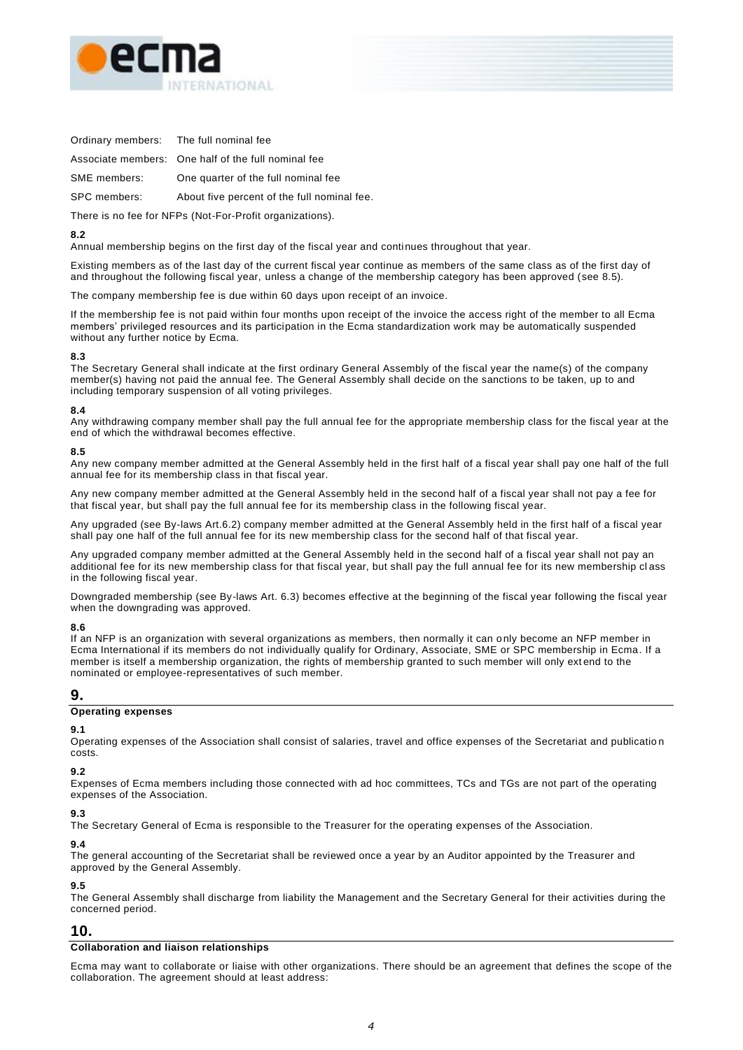| | |
|---|---|
| Ordinary members: | The full nominal fee |
| Associate members: | One half of the full nominal fee |
| SME members: | One quarter of the full nominal fee |
| SPC members: | About five percent of the full nominal fee. |

There is no fee for NFPs (Not-For-Profit organizations).

**8.2**
Annual membership begins on the first day of the fiscal year and continues throughout that year.

Existing members as of the last day of the current fiscal year continue as members of the same class as of the first day of and throughout the following fiscal year, unless a change of the membership category has been approved (see 8.5).

The company membership fee is due within 60 days upon receipt of an invoice.

If the membership fee is not paid within four months upon receipt of the invoice the access right of the member to all Ecma members' privileged resources and its participation in the Ecma standardization work may be automatically suspended without any further notice by Ecma.

**8.3**
The Secretary General shall indicate at the first ordinary General Assembly of the fiscal year the name(s) of the company member(s) having not paid the annual fee. The General Assembly shall decide on the sanctions to be taken, up to and including temporary suspension of all voting privileges.

**8.4**
Any withdrawing company member shall pay the full annual fee for the appropriate membership class for the fiscal year at the end of which the withdrawal becomes effective.

**8.5**
Any new company member admitted at the General Assembly held in the first half of a fiscal year shall pay one half of the full annual fee for its membership class in that fiscal year.

Any new company member admitted at the General Assembly held in the second half of a fiscal year shall not pay a fee for that fiscal year, but shall pay the full annual fee for its membership class in the following fiscal year.

Any upgraded (see By-laws Art.6.2) company member admitted at the General Assembly held in the first half of a fiscal year shall pay one half of the full annual fee for its new membership class for the second half of that fiscal year.

Any upgraded company member admitted at the General Assembly held in the second half of a fiscal year shall not pay an additional fee for its new membership class for that fiscal year, but shall pay the full annual fee for its new membership class in the following fiscal year.

Downgraded membership (see By-laws Art. 6.3) becomes effective at the beginning of the fiscal year following the fiscal year when the downgrading was approved.

**8.6**
If an NFP is an organization with several organizations as members, then normally it can only become an NFP member in Ecma International if its members do not individually qualify for Ordinary, Associate, SME or SPC membership in Ecma. If a member is itself a membership organization, the rights of membership granted to such member will only extend to the nominated or employee-representatives of such member.

## 9.

### Operating expenses

**9.1**
Operating expenses of the Association shall consist of salaries, travel and office expenses of the Secretariat and publication costs.

**9.2**
Expenses of Ecma members including those connected with ad hoc committees, TCs and TGs are not part of the operating expenses of the Association.

**9.3**
The Secretary General of Ecma is responsible to the Treasurer for the operating expenses of the Association.

**9.4**
The general accounting of the Secretariat shall be reviewed once a year by an Auditor appointed by the Treasurer and approved by the General Assembly.

**9.5**
The General Assembly shall discharge from liability the Management and the Secretary General for their activities during the concerned period.

## 10.

### Collaboration and liaison relationships

Ecma may want to collaborate or liaise with other organizations. There should be an agreement that defines the scope of the collaboration. The agreement should at least address: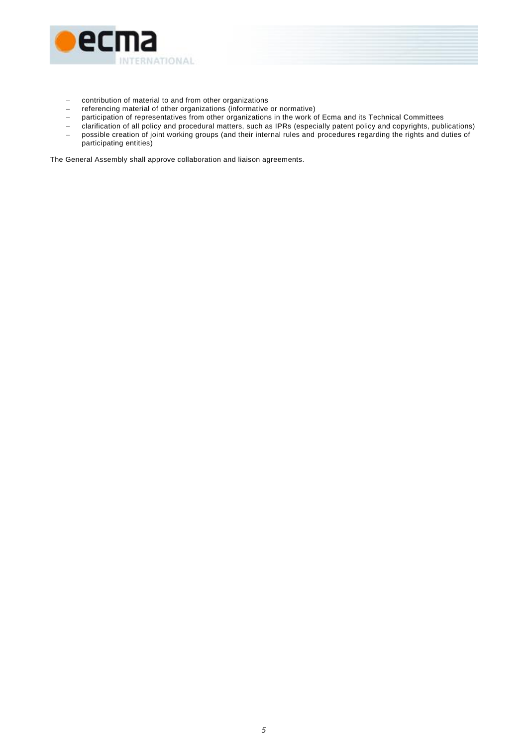- contribution of material to and from other organizations
- referencing material of other organizations (informative or normative)
- participation of representatives from other organizations in the work of Ecma and its Technical Committees
- clarification of all policy and procedural matters, such as IPRs (especially patent policy and copyrights, publications)
- possible creation of joint working groups (and their internal rules and procedures regarding the rights and duties of participating entities)

The General Assembly shall approve collaboration and liaison agreements.